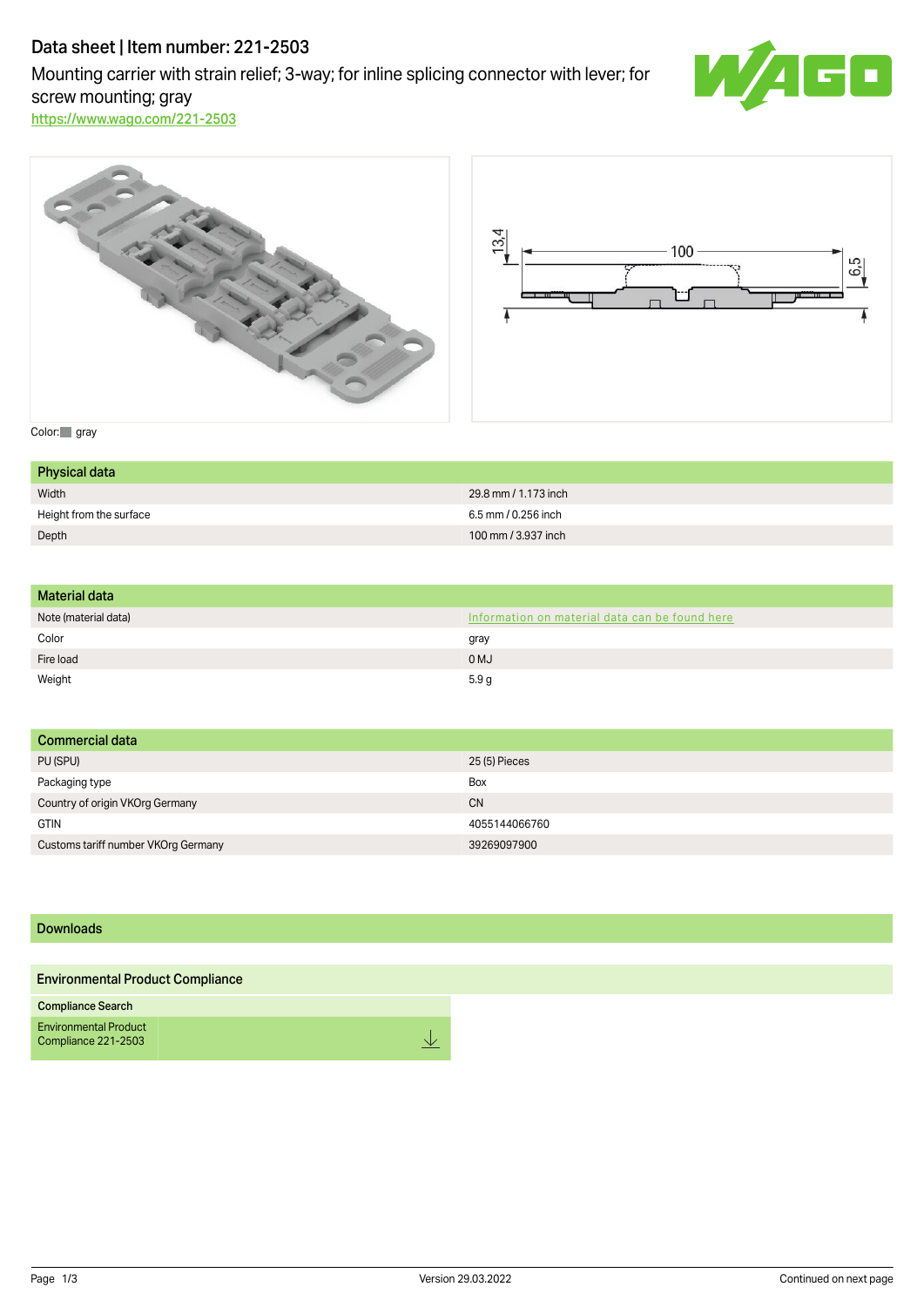# Data sheet | Item number: 221-2503

Mounting carrier with strain relief; 3-way; for inline splicing connector with lever; for screw mounting; gray

https://www.wago.com/221-2503

13,4

100

6,5

Color: gray

| Physical data | |
|---|---|
| Width | 29.8 mm / 1.173 inch |
| Height from the surface | 6.5 mm / 0.256 inch |
| Depth | 100 mm / 3.937 inch |

| Material data | |
|---|---|
| Note (material data) | Information on material data can be found here |
| Color | gray |
| Fire load | 0 MJ |
| Weight | 5.9 g |

| Commercial data | |
|---|---|
| PU (SPU) | 25 (5) Pieces |
| Packaging type | Box |
| Country of origin VKOrg Germany | CN |
| GTIN | 4055144066760 |
| Customs tariff number VKOrg Germany | 39269097900 |

## Downloads

### Environmental Product Compliance

| Compliance Search | |
|---|---|
| Environmental Product Compliance 221-2503 | |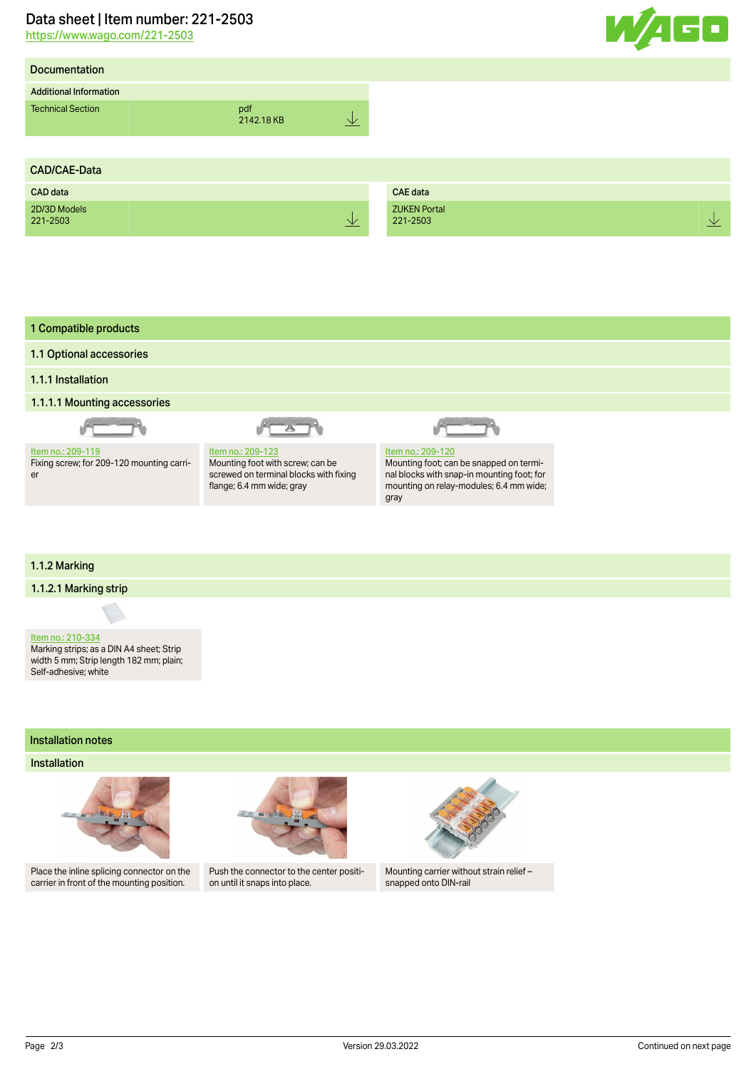## Documentation

| Additional Information | | |
|---|---|---|
| Technical Section | pdf<br>2142.18 KB | |

## CAD/CAE-Data

| CAD data | | CAE data | |
|---|---|---|---|
| 2D/3D Models<br>221-2503 | | ZUKEN Portal<br>221-2503 | |

## 1 Compatible products

### 1.1 Optional accessories

#### 1.1.1 Installation

##### 1.1.1.1 Mounting accessories

Item no.: 209-119
Fixing screw; for 209-120 mounting carrier

Item no.: 209-123
Mounting foot with screw; can be screwed on terminal blocks with fixing flange; 6.4 mm wide; gray

Item no.: 209-120
Mounting foot; can be snapped on terminal blocks with snap-in mounting foot; for mounting on relay-modules; 6.4 mm wide; gray

#### 1.1.2 Marking

##### 1.1.2.1 Marking strip

Item no.: 210-334
Marking strips; as a DIN A4 sheet; Strip width 5 mm; Strip length 182 mm; plain; Self-adhesive; white

## Installation notes

### Installation

Place the inline splicing connector on the carrier in front of the mounting position.

Push the connector to the center position until it snaps into place.

Mounting carrier without strain relief – snapped onto DIN-rail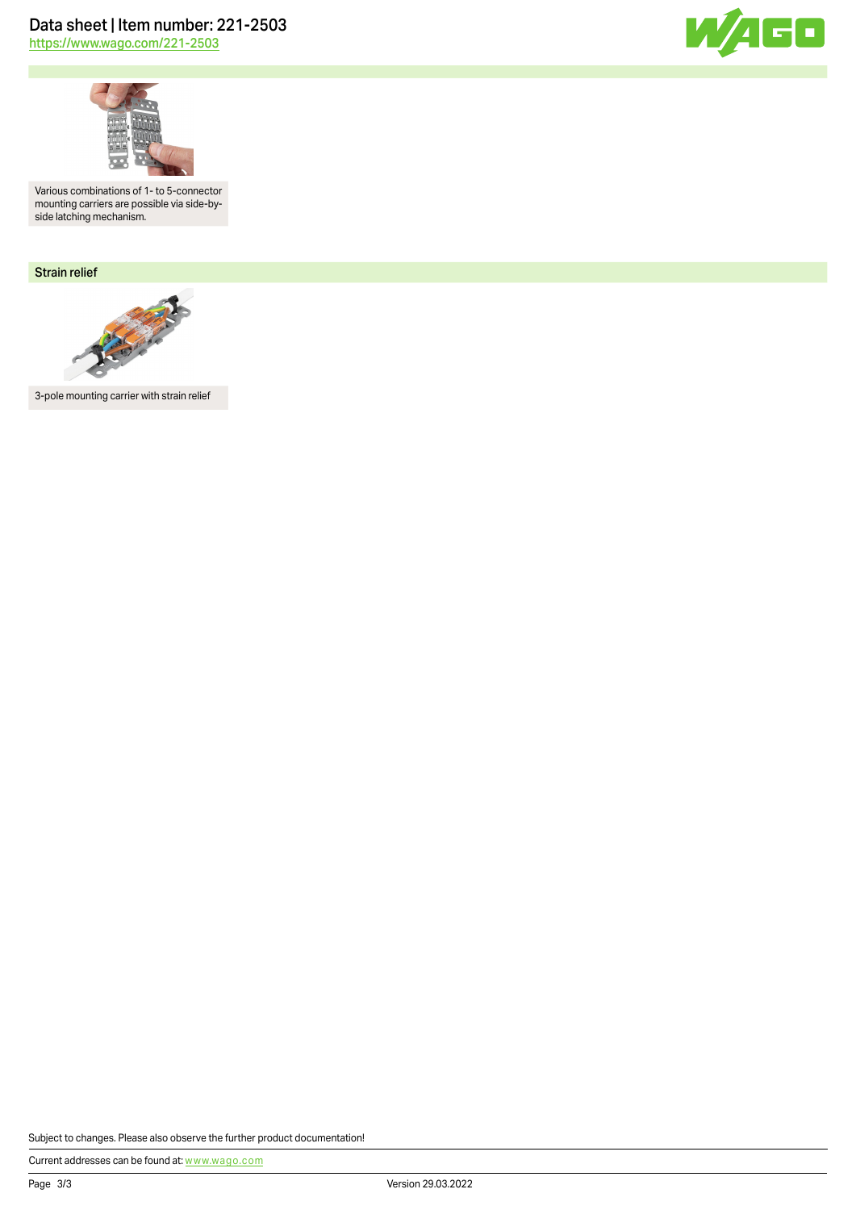Various combinations of 1- to 5-connector mounting carriers are possible via side-by-side latching mechanism.

## Strain relief

3-pole mounting carrier with strain relief

Subject to changes. Please also observe the further product documentation!

Current addresses can be found at: www.wago.com

Version 29.03.2022